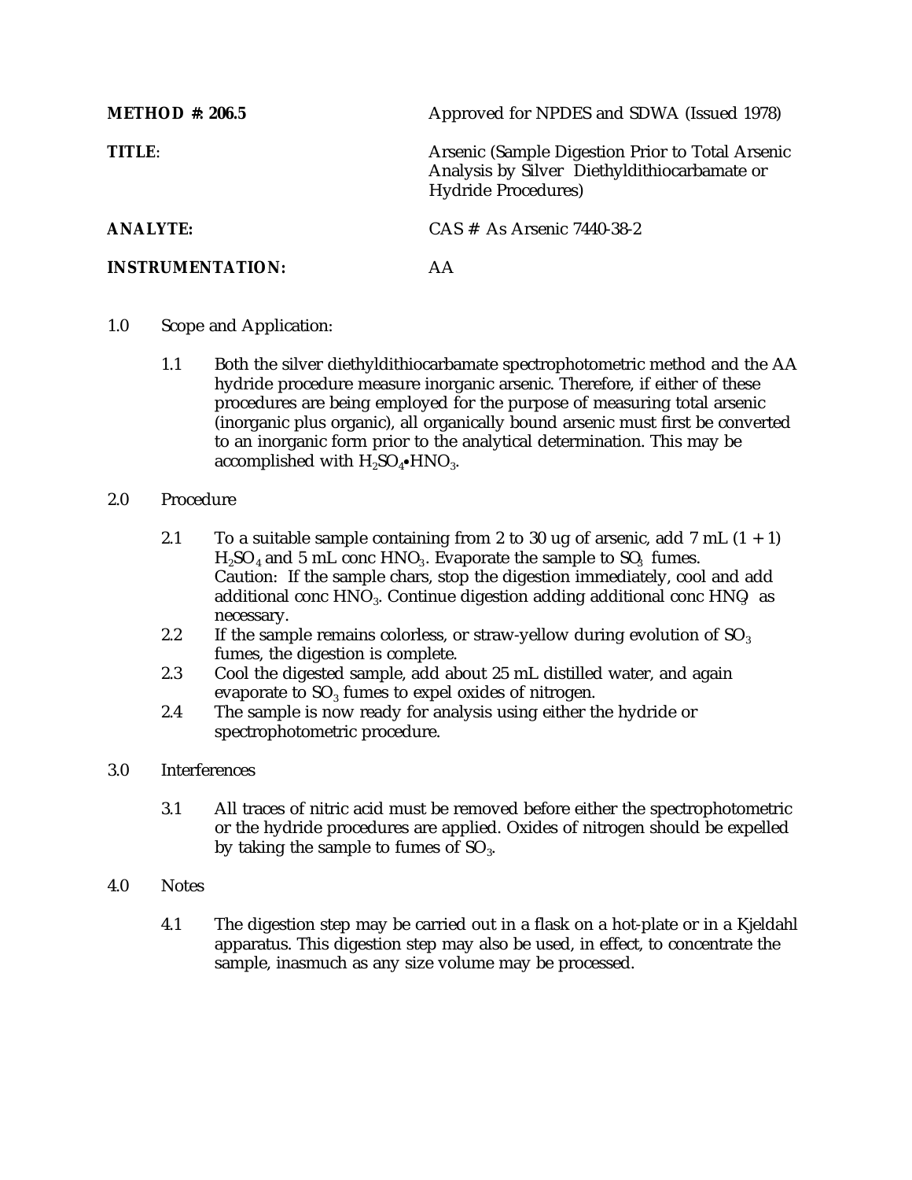**METHOD #: 206.5** Approved for NPDES and SDWA (Issued 1978)

**TITLE**: Arsenic (Sample Digestion Prior to Total Arsenic Analysis by Silver Diethyldithiocarbamate or Hydride Procedures)

**ANALYTE:** CAS # As Arsenic 7440-38-2

**INSTRUMENTATION:** AA

1.0 Scope and Application:

1.1 Both the silver diethyldithiocarbamate spectrophotometric method and the AA hydride procedure measure inorganic arsenic. Therefore, if either of these procedures are being employed for the purpose of measuring total arsenic (inorganic plus organic), all organically bound arsenic must first be converted to an inorganic form prior to the analytical determination. This may be accomplished with $H_2SO_4 \bullet HNO_3$.

2.0 Procedure

2.1 To a suitable sample containing from 2 to 30 ug of arsenic, add 7 mL (1 + 1) $H_2SO_4$ and 5 mL conc $HNO_3$. Evaporate the sample to $SO_3$ fumes. Caution: If the sample chars, stop the digestion immediately, cool and add additional conc $HNO_3$. Continue digestion adding additional conc $HNO_3$ as necessary.

2.2 If the sample remains colorless, or straw-yellow during evolution of $SO_3$ fumes, the digestion is complete.

2.3 Cool the digested sample, add about 25 mL distilled water, and again evaporate to $SO_3$ fumes to expel oxides of nitrogen.

2.4 The sample is now ready for analysis using either the hydride or spectrophotometric procedure.

3.0 Interferences

3.1 All traces of nitric acid must be removed before either the spectrophotometric or the hydride procedures are applied. Oxides of nitrogen should be expelled by taking the sample to fumes of $SO_3$.

4.0 Notes

4.1 The digestion step may be carried out in a flask on a hot-plate or in a Kjeldahl apparatus. This digestion step may also be used, in effect, to concentrate the sample, inasmuch as any size volume may be processed.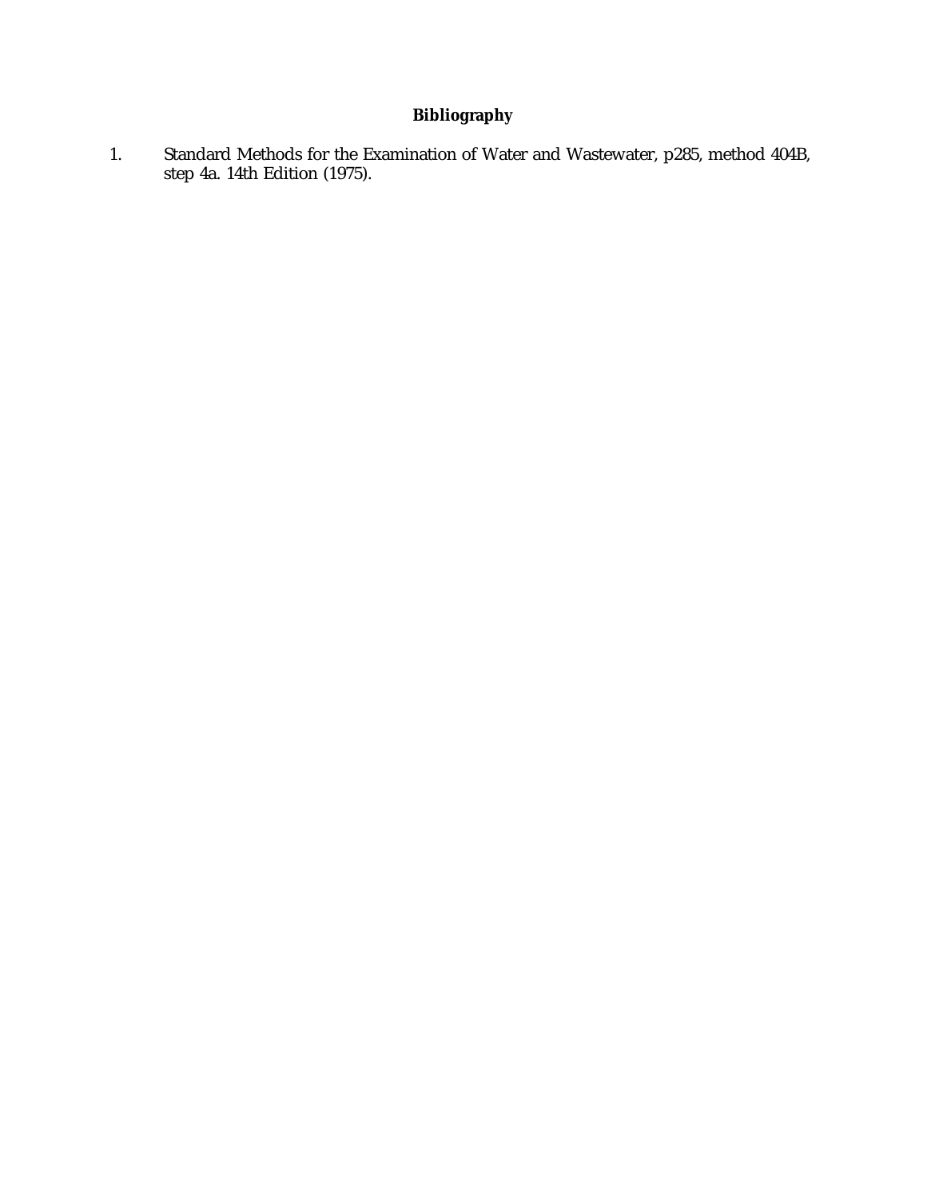## Bibliography

1. Standard Methods for the Examination of Water and Wastewater, p285, method 404B, step 4a. 14th Edition (1975).